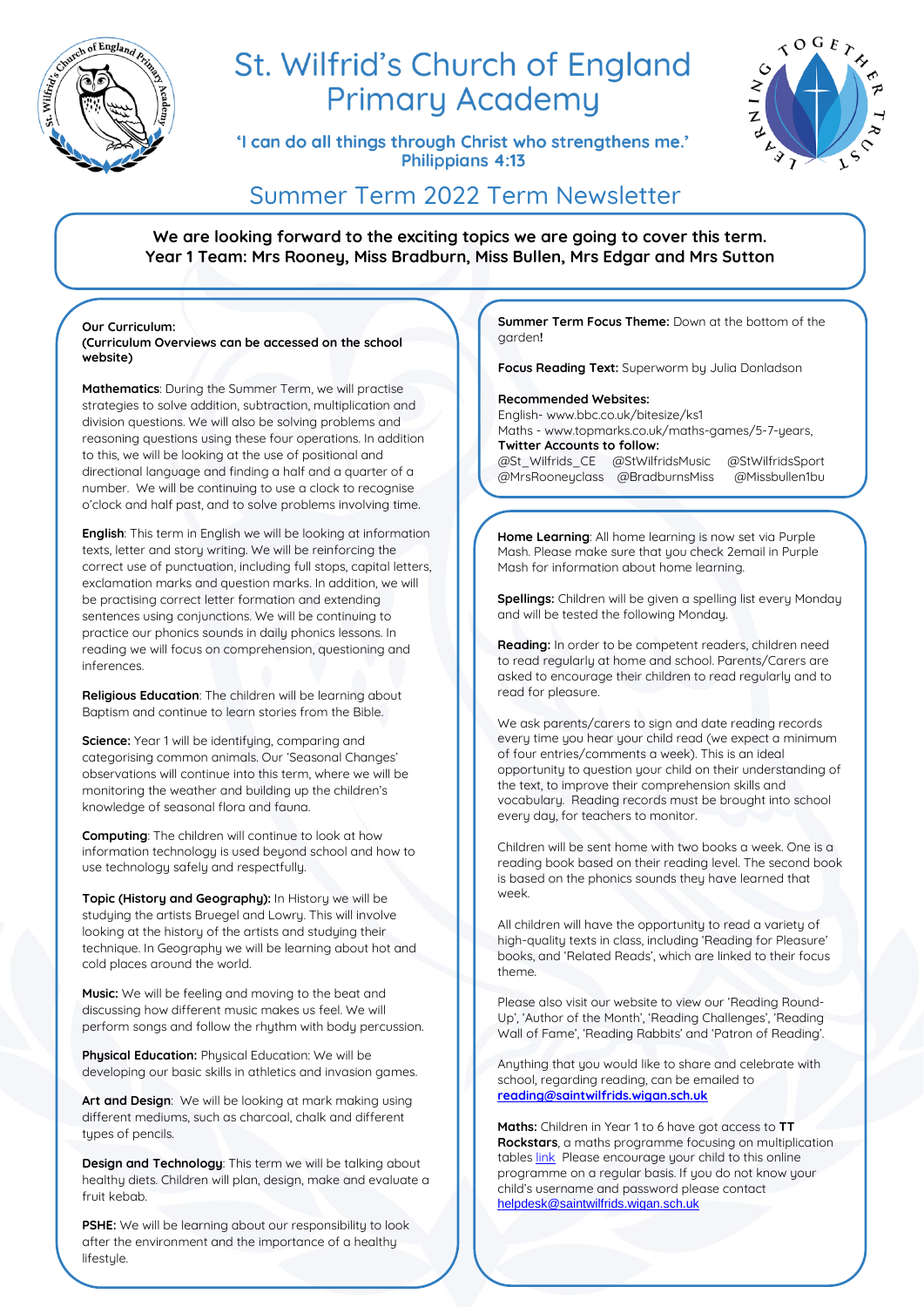# St. Wilfrid's Church of England Primary Academy

**'I can do all things through Christ who strengthens me.'**
**Philippians 4:13**

## Summer Term 2022 Term Newsletter

**We are looking forward to the exciting topics we are going to cover this term.**
**Year 1 Team: Mrs Rooney, Miss Bradburn, Miss Bullen, Mrs Edgar and Mrs Sutton**

**Our Curriculum:**
**(Curriculum Overviews can be accessed on the school website)**

**Mathematics**: During the Summer Term, we will practise strategies to solve addition, subtraction, multiplication and division questions. We will also be solving problems and reasoning questions using these four operations. In addition to this, we will be looking at the use of positional and directional language and finding a half and a quarter of a number. We will be continuing to use a clock to recognise o'clock and half past, and to solve problems involving time.

**English**: This term in English we will be looking at information texts, letter and story writing. We will be reinforcing the correct use of punctuation, including full stops, capital letters, exclamation marks and question marks. In addition, we will be practising correct letter formation and extending sentences using conjunctions. We will be continuing to practice our phonics sounds in daily phonics lessons. In reading we will focus on comprehension, questioning and inferences.

**Religious Education**: The children will be learning about Baptism and continue to learn stories from the Bible.

**Science:** Year 1 will be identifying, comparing and categorising common animals. Our 'Seasonal Changes' observations will continue into this term, where we will be monitoring the weather and building up the children's knowledge of seasonal flora and fauna.

**Computing**: The children will continue to look at how information technology is used beyond school and how to use technology safely and respectfully.

**Topic (History and Geography):** In History we will be studying the artists Bruegel and Lowry. This will involve looking at the history of the artists and studying their technique. In Geography we will be learning about hot and cold places around the world.

**Music:** We will be feeling and moving to the beat and discussing how different music makes us feel. We will perform songs and follow the rhythm with body percussion.

**Physical Education:** Physical Education: We will be developing our basic skills in athletics and invasion games.

**Art and Design**: We will be looking at mark making using different mediums, such as charcoal, chalk and different types of pencils.

**Design and Technology**: This term we will be talking about healthy diets. Children will plan, design, make and evaluate a fruit kebab.

**PSHE:** We will be learning about our responsibility to look after the environment and the importance of a healthy lifestyle.

**Summer Term Focus Theme:** Down at the bottom of the garden**!**

**Focus Reading Text:** Superworm by Julia Donladson

**Recommended Websites:**
English- www.bbc.co.uk/bitesize/ks1
Maths - www.topmarks.co.uk/maths-games/5-7-years,
**Twitter Accounts to follow:**
@St_Wilfrids_CE @StWilfridsMusic @StWilfridsSport
@MrsRooneyclass @BradburnsMiss @Missbullen1bu

**Home Learning**: All home learning is now set via Purple Mash. Please make sure that you check 2email in Purple Mash for information about home learning.

**Spellings:** Children will be given a spelling list every Monday and will be tested the following Monday.

**Reading:** In order to be competent readers, children need to read regularly at home and school. Parents/Carers are asked to encourage their children to read regularly and to read for pleasure.

We ask parents/carers to sign and date reading records every time you hear your child read (we expect a minimum of four entries/comments a week). This is an ideal opportunity to question your child on their understanding of the text, to improve their comprehension skills and vocabulary. Reading records must be brought into school every day, for teachers to monitor.

Children will be sent home with two books a week. One is a reading book based on their reading level. The second book is based on the phonics sounds they have learned that week.

All children will have the opportunity to read a variety of high-quality texts in class, including 'Reading for Pleasure' books, and 'Related Reads', which are linked to their focus theme.

Please also visit our website to view our 'Reading Round-Up', 'Author of the Month', 'Reading Challenges', 'Reading Wall of Fame', 'Reading Rabbits' and 'Patron of Reading'.

Anything that you would like to share and celebrate with school, regarding reading, can be emailed to **reading@saintwilfrids.wigan.sch.uk**

**Maths:** Children in Year 1 to 6 have got access to **TT Rockstars**, a maths programme focusing on multiplication tables link Please encourage your child to this online programme on a regular basis. If you do not know your child's username and password please contact helpdesk@saintwilfrids.wigan.sch.uk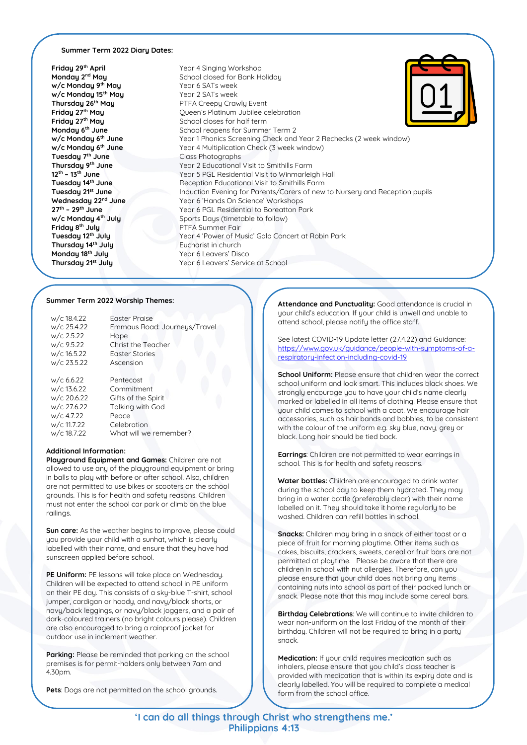## Summer Term 2022 Diary Dates:

| | |
|---|---|
| **Friday 29th April** | Year 4 Singing Workshop |
| **Monday 2nd May** | School closed for Bank Holiday |
| **w/c Monday 9th May** | Year 6 SATs week |
| **w/c Monday 15th May** | Year 2 SATs week |
| **Thursday 26th May** | PTFA Creepy Crawly Event |
| **Friday 27th May** | Queen's Platinum Jubilee celebration |
| **Friday 27th May** | School closes for half term |
| **Monday 6th June** | School reopens for Summer Term 2 |
| **w/c Monday 6th June** | Year 1 Phonics Screening Check and Year 2 Rechecks (2 week window) |
| **w/c Monday 6th June** | Year 4 Multiplication Check (3 week window) |
| **Tuesday 7th June** | Class Photographs |
| **Thursday 9th June** | Year 2 Educational Visit to Smithills Farm |
| **12th – 13th June** | Year 5 PGL Residential Visit to Winmarleigh Hall |
| **Tuesday 14th June** | Reception Educational Visit to Smithills Farm |
| **Tuesday 21st June** | Induction Evening for Parents/Carers of new to Nursery and Reception pupils |
| **Wednesday 22nd June** | Year 6 'Hands On Science' Workshops |
| **27th – 29th June** | Year 6 PGL Residential to Boreatton Park |
| **w/c Monday 4th July** | Sports Days (timetable to follow) |
| **Friday 8th July** | PTFA Summer Fair |
| **Tuesday 12th July** | Year 4 'Power of Music' Gala Concert at Robin Park |
| **Thursday 14th July** | Eucharist in church |
| **Monday 18th July** | Year 6 Leavers' Disco |
| **Thursday 21st July** | Year 6 Leavers' Service at School |

## Summer Term 2022 Worship Themes:

| | |
|---|---|
| w/c 18.4.22 | Easter Praise |
| w/c 25.4.22 | Emmaus Road: Journeys/Travel |
| w/c 2.5.22 | Hope |
| w/c 9.5.22 | Christ the Teacher |
| w/c 16.5.22 | Easter Stories |
| w/c 23.5.22 | Ascension |
| w/c 6.6.22 | Pentecost |
| w/c 13.6.22 | Commitment |
| w/c 20.6.22 | Gifts of the Spirit |
| w/c 27.6.22 | Talking with God |
| w/c 4.7.22 | Peace |
| w/c 11.7.22 | Celebration |
| w/c 18.7.22 | What will we remember? |

### Additional Information:

**Playground Equipment and Games:** Children are not allowed to use any of the playground equipment or bring in balls to play with before or after school. Also, children are not permitted to use bikes or scooters on the school grounds. This is for health and safety reasons. Children must not enter the school car park or climb on the blue railings.

**Sun care:** As the weather begins to improve, please could you provide your child with a sunhat, which is clearly labelled with their name, and ensure that they have had sunscreen applied before school.

**PE Uniform:** PE lessons will take place on Wednesday. Children will be expected to attend school in PE uniform on their PE day. This consists of a sky-blue T-shirt, school jumper, cardigan or hoody, and navy/black shorts, or navy/back leggings, or navy/black joggers, and a pair of dark-coloured trainers (no bright colours please). Children are also encouraged to bring a rainproof jacket for outdoor use in inclement weather.

**Parking:** Please be reminded that parking on the school premises is for permit-holders only between 7am and 4.30pm.

**Pets**: Dogs are not permitted on the school grounds.

**Attendance and Punctuality:** Good attendance is crucial in your child's education. If your child is unwell and unable to attend school, please notify the office staff.

See latest COVID-19 Update letter (27.4.22) and Guidance: https://www.gov.uk/guidance/people-with-symptoms-of-a-respiratory-infection-including-covid-19

**School Uniform:** Please ensure that children wear the correct school uniform and look smart. This includes black shoes. We strongly encourage you to have your child's name clearly marked or labelled in all items of clothing. Please ensure that your child comes to school with a coat. We encourage hair accessories, such as hair bands and bobbles, to be consistent with the colour of the uniform e.g. sky blue, navy, grey or black. Long hair should be tied back.

**Earrings**: Children are not permitted to wear earrings in school. This is for health and safety reasons.

**Water bottles:** Children are encouraged to drink water during the school day to keep them hydrated. They may bring in a water bottle (preferably clear) with their name labelled on it. They should take it home regularly to be washed. Children can refill bottles in school.

**Snacks:** Children may bring in a snack of either toast or a piece of fruit for morning playtime. Other items such as cakes, biscuits, crackers, sweets, cereal or fruit bars are not permitted at playtime. Please be aware that there are children in school with nut allergies. Therefore, can you please ensure that your child does not bring any items containing nuts into school as part of their packed lunch or snack. Please note that this may include some cereal bars.

**Birthday Celebrations**: We will continue to invite children to wear non-uniform on the last Friday of the month of their birthday. Children will not be required to bring in a party snack.

**Medication:** If your child requires medication such as inhalers, please ensure that you child's class teacher is provided with medication that is within its expiry date and is clearly labelled. You will be required to complete a medical form from the school office.

**'I can do all things through Christ who strengthens me.'**
**Philippians 4:13**